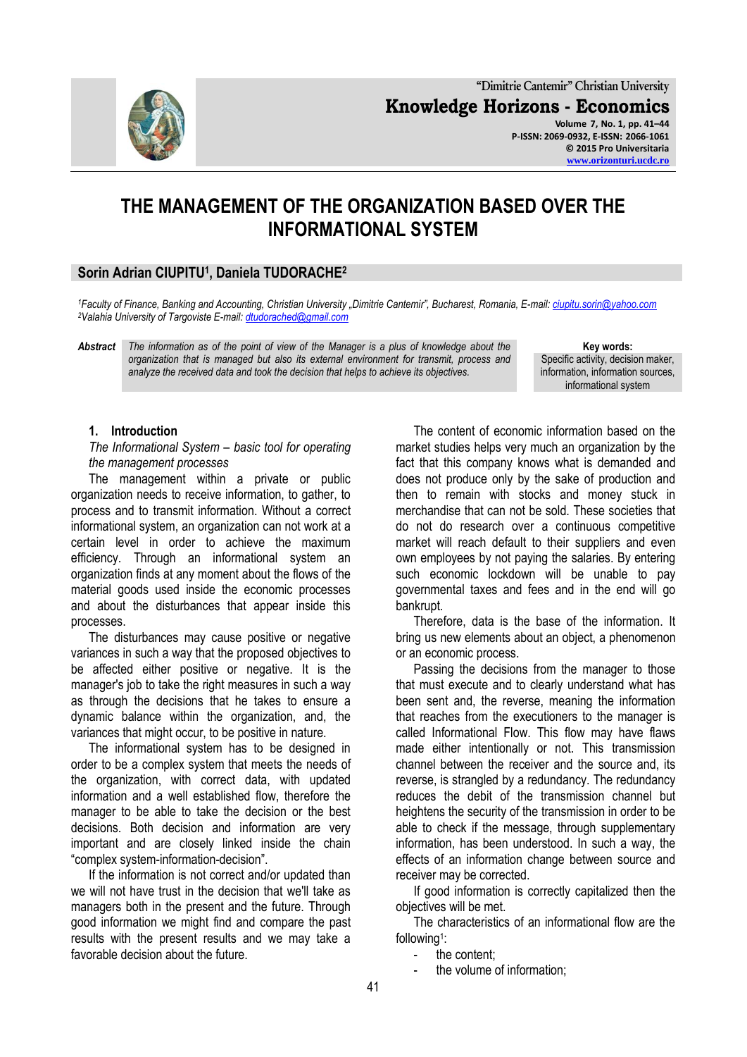# THE MANAGEMENT OF THE ORGANIZATION BASED OVER THE INFORMATIONAL SYSTEM

## Sorin Adrian CIUPITU[1], Daniela TUDORACHE[2]

[1]*Faculty of Finance, Banking and Accounting, Christian University „Dimitrie Cantemir", Bucharest, Romania, E-mail: ciupitu.sorin@yahoo.com*
[2]*Valahia University of Targoviste E-mail: dtudorached@gmail.com*

***Abstract*** *The information as of the point of view of the Manager is a plus of knowledge about the organization that is managed but also its external environment for transmit, process and analyze the received data and took the decision that helps to achieve its objectives.*

**Key words:** Specific activity, decision maker, information, information sources, informational system

### 1. Introduction

*The Informational System – basic tool for operating the management processes*

The management within a private or public organization needs to receive information, to gather, to process and to transmit information. Without a correct informational system, an organization can not work at a certain level in order to achieve the maximum efficiency. Through an informational system an organization finds at any moment about the flows of the material goods used inside the economic processes and about the disturbances that appear inside this processes.

The disturbances may cause positive or negative variances in such a way that the proposed objectives to be affected either positive or negative. It is the manager's job to take the right measures in such a way as through the decisions that he takes to ensure a dynamic balance within the organization, and, the variances that might occur, to be positive in nature.

The informational system has to be designed in order to be a complex system that meets the needs of the organization, with correct data, with updated information and a well established flow, therefore the manager to be able to take the decision or the best decisions. Both decision and information are very important and are closely linked inside the chain "complex system-information-decision".

If the information is not correct and/or updated than we will not have trust in the decision that we'll take as managers both in the present and the future. Through good information we might find and compare the past results with the present results and we may take a favorable decision about the future.

The content of economic information based on the market studies helps very much an organization by the fact that this company knows what is demanded and does not produce only by the sake of production and then to remain with stocks and money stuck in merchandise that can not be sold. These societies that do not do research over a continuous competitive market will reach default to their suppliers and even own employees by not paying the salaries. By entering such economic lockdown will be unable to pay governmental taxes and fees and in the end will go bankrupt.

Therefore, data is the base of the information. It bring us new elements about an object, a phenomenon or an economic process.

Passing the decisions from the manager to those that must execute and to clearly understand what has been sent and, the reverse, meaning the information that reaches from the executioners to the manager is called Informational Flow. This flow may have flaws made either intentionally or not. This transmission channel between the receiver and the source and, its reverse, is strangled by a redundancy. The redundancy reduces the debit of the transmission channel but heightens the security of the transmission in order to be able to check if the message, through supplementary information, has been understood. In such a way, the effects of an information change between source and receiver may be corrected.

If good information is correctly capitalized then the objectives will be met.

The characteristics of an informational flow are the following[1]:

- the content;
- the volume of information;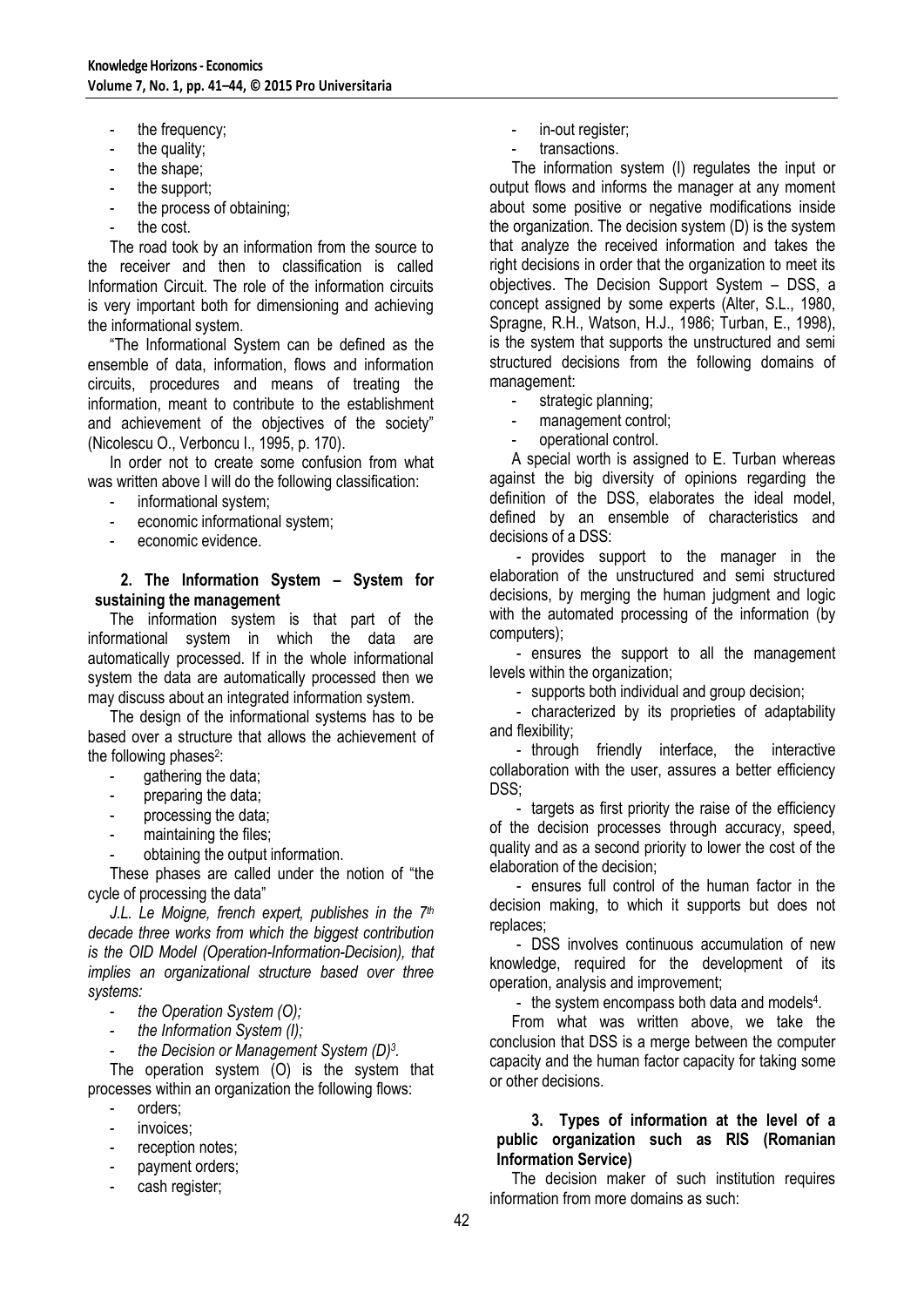- the frequency;
- the quality;
- the shape;
- the support;
- the process of obtaining;
- the cost.

The road took by an information from the source to the receiver and then to classification is called Information Circuit. The role of the information circuits is very important both for dimensioning and achieving the informational system.

"The Informational System can be defined as the ensemble of data, information, flows and information circuits, procedures and means of treating the information, meant to contribute to the establishment and achievement of the objectives of the society" (Nicolescu O., Verboncu I., 1995, p. 170).

In order not to create some confusion from what was written above I will do the following classification:

- informational system;
- economic informational system;
- economic evidence.

## 2. The Information System – System for sustaining the management

The information system is that part of the informational system in which the data are automatically processed. If in the whole informational system the data are automatically processed then we may discuss about an integrated information system.

The design of the informational systems has to be based over a structure that allows the achievement of the following phases[2]:

- gathering the data;
- preparing the data;
- processing the data;
- maintaining the files;
- obtaining the output information.

These phases are called under the notion of "the cycle of processing the data"

*J.L. Le Moigne, french expert, publishes in the 7th decade three works from which the biggest contribution is the OID Model (Operation-Information-Decision), that implies an organizational structure based over three systems:*

- *the Operation System (O);*
- *the Information System (I);*
- *the Decision or Management System (D)[3].*

The operation system (O) is the system that processes within an organization the following flows:

- orders;
- invoices;
- reception notes;
- payment orders;
- cash register;
- in-out register;
- transactions.

The information system (I) regulates the input or output flows and informs the manager at any moment about some positive or negative modifications inside the organization. The decision system (D) is the system that analyze the received information and takes the right decisions in order that the organization to meet its objectives. The Decision Support System – DSS, a concept assigned by some experts (Alter, S.L., 1980, Spragne, R.H., Watson, H.J., 1986; Turban, E., 1998), is the system that supports the unstructured and semi structured decisions from the following domains of management:

- strategic planning;
- management control;
- operational control.

A special worth is assigned to E. Turban whereas against the big diversity of opinions regarding the definition of the DSS, elaborates the ideal model, defined by an ensemble of characteristics and decisions of a DSS:

- provides support to the manager in the elaboration of the unstructured and semi structured decisions, by merging the human judgment and logic with the automated processing of the information (by computers);
- ensures the support to all the management levels within the organization;
- supports both individual and group decision;
- characterized by its proprieties of adaptability and flexibility;
- through friendly interface, the interactive collaboration with the user, assures a better efficiency DSS;
- targets as first priority the raise of the efficiency of the decision processes through accuracy, speed, quality and as a second priority to lower the cost of the elaboration of the decision;
- ensures full control of the human factor in the decision making, to which it supports but does not replaces;
- DSS involves continuous accumulation of new knowledge, required for the development of its operation, analysis and improvement;
- the system encompass both data and models[4].

From what was written above, we take the conclusion that DSS is a merge between the computer capacity and the human factor capacity for taking some or other decisions.

## 3. Types of information at the level of a public organization such as RIS (Romanian Information Service)

The decision maker of such institution requires information from more domains as such: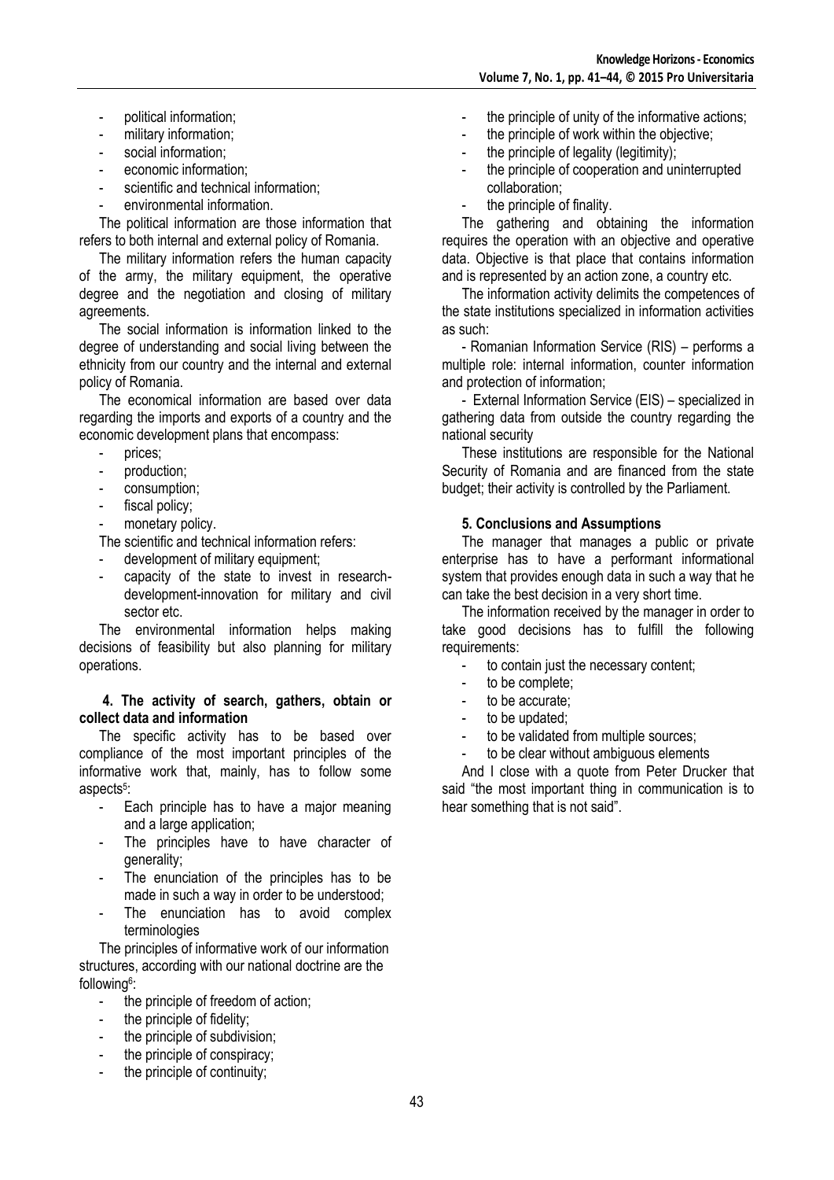- political information;
- military information;
- social information;
- economic information;
- scientific and technical information;
- environmental information.

The political information are those information that refers to both internal and external policy of Romania.

The military information refers the human capacity of the army, the military equipment, the operative degree and the negotiation and closing of military agreements.

The social information is information linked to the degree of understanding and social living between the ethnicity from our country and the internal and external policy of Romania.

The economical information are based over data regarding the imports and exports of a country and the economic development plans that encompass:

- prices;
- production;
- consumption;
- fiscal policy;
- monetary policy.

The scientific and technical information refers:

- development of military equipment;
- capacity of the state to invest in research-development-innovation for military and civil sector etc.

The environmental information helps making decisions of feasibility but also planning for military operations.

## 4. The activity of search, gathers, obtain or collect data and information

The specific activity has to be based over compliance of the most important principles of the informative work that, mainly, has to follow some aspects[5]:

- Each principle has to have a major meaning and a large application;
- The principles have to have character of generality;
- The enunciation of the principles has to be made in such a way in order to be understood;
- The enunciation has to avoid complex terminologies

The principles of informative work of our information structures, according with our national doctrine are the following[6]:

- the principle of freedom of action;
- the principle of fidelity;
- the principle of subdivision;
- the principle of conspiracy;
- the principle of continuity;
- the principle of unity of the informative actions;
- the principle of work within the objective;
- the principle of legality (legitimity);
- the principle of cooperation and uninterrupted collaboration;
- the principle of finality.

The gathering and obtaining the information requires the operation with an objective and operative data. Objective is that place that contains information and is represented by an action zone, a country etc.

The information activity delimits the competences of the state institutions specialized in information activities as such:

- Romanian Information Service (RIS) – performs a multiple role: internal information, counter information and protection of information;

- External Information Service (EIS) – specialized in gathering data from outside the country regarding the national security

These institutions are responsible for the National Security of Romania and are financed from the state budget; their activity is controlled by the Parliament.

## 5. Conclusions and Assumptions

The manager that manages a public or private enterprise has to have a performant informational system that provides enough data in such a way that he can take the best decision in a very short time.

The information received by the manager in order to take good decisions has to fulfill the following requirements:

- to contain just the necessary content;
- to be complete;
- to be accurate;
- to be updated;
- to be validated from multiple sources;
- to be clear without ambiguous elements

And I close with a quote from Peter Drucker that said "the most important thing in communication is to hear something that is not said".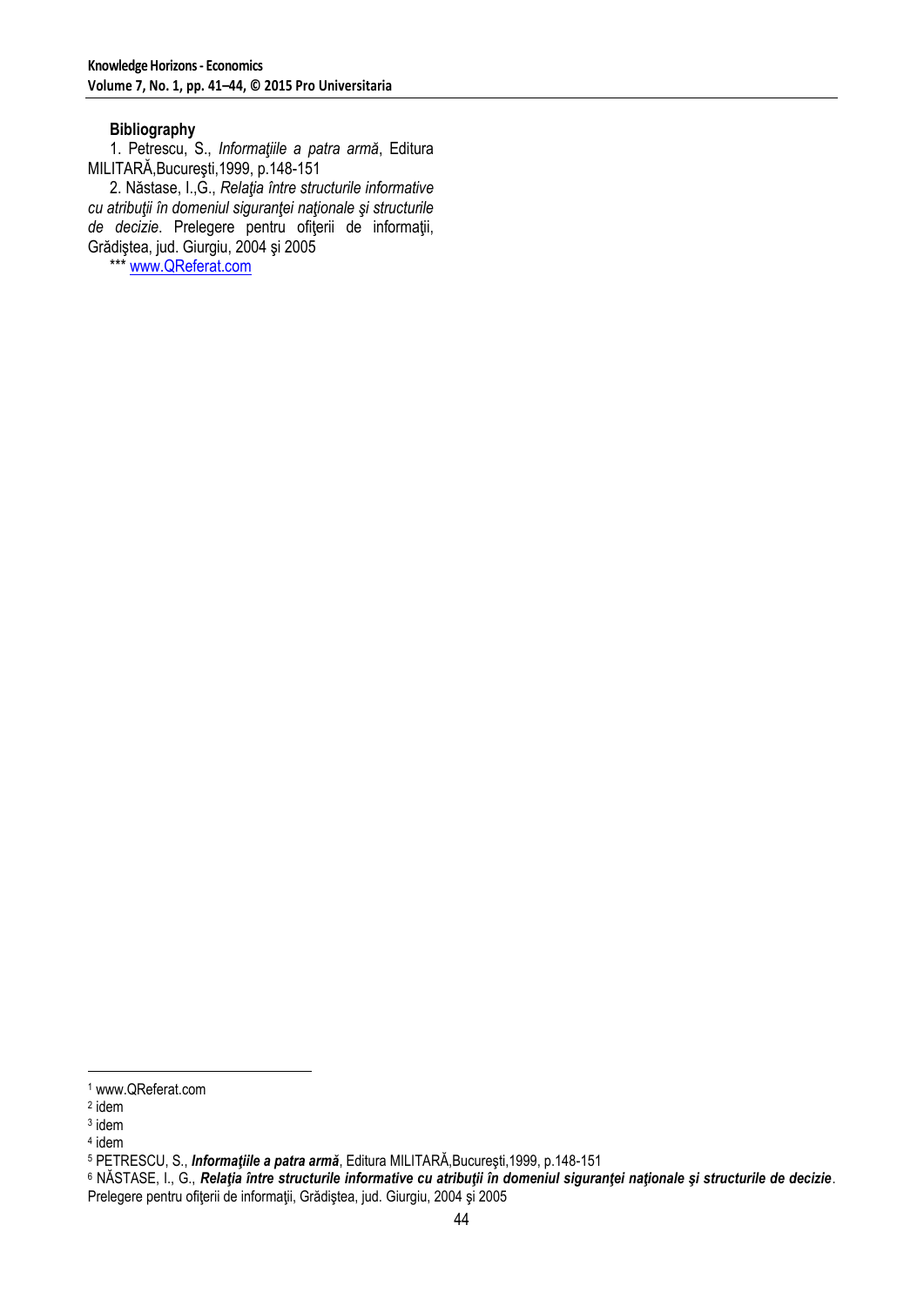**Bibliography**

1. Petrescu, S., *Informaţiile a patra armă*, Editura MILITARĂ,Bucureşti,1999, p.148-151
2. Năstase, I.,G., *Relaţia între structurile informative cu atribuţii în domeniul siguranţei naţionale şi structurile de decizie*. Prelegere pentru ofiţerii de informaţii, Grădiştea, jud. Giurgiu, 2004 şi 2005

*** www.QReferat.com

---

[1] www.QReferat.com

[2] idem

[3] idem

[4] idem

[5] PETRESCU, S., ***Informaţiile a patra armă***, Editura MILITARĂ,Bucureşti,1999, p.148-151

[6] NĂSTASE, I., G., ***Relaţia între structurile informative cu atribuţii în domeniul siguranţei naţionale şi structurile de decizie***. Prelegere pentru ofiţerii de informaţii, Grădiştea, jud. Giurgiu, 2004 şi 2005